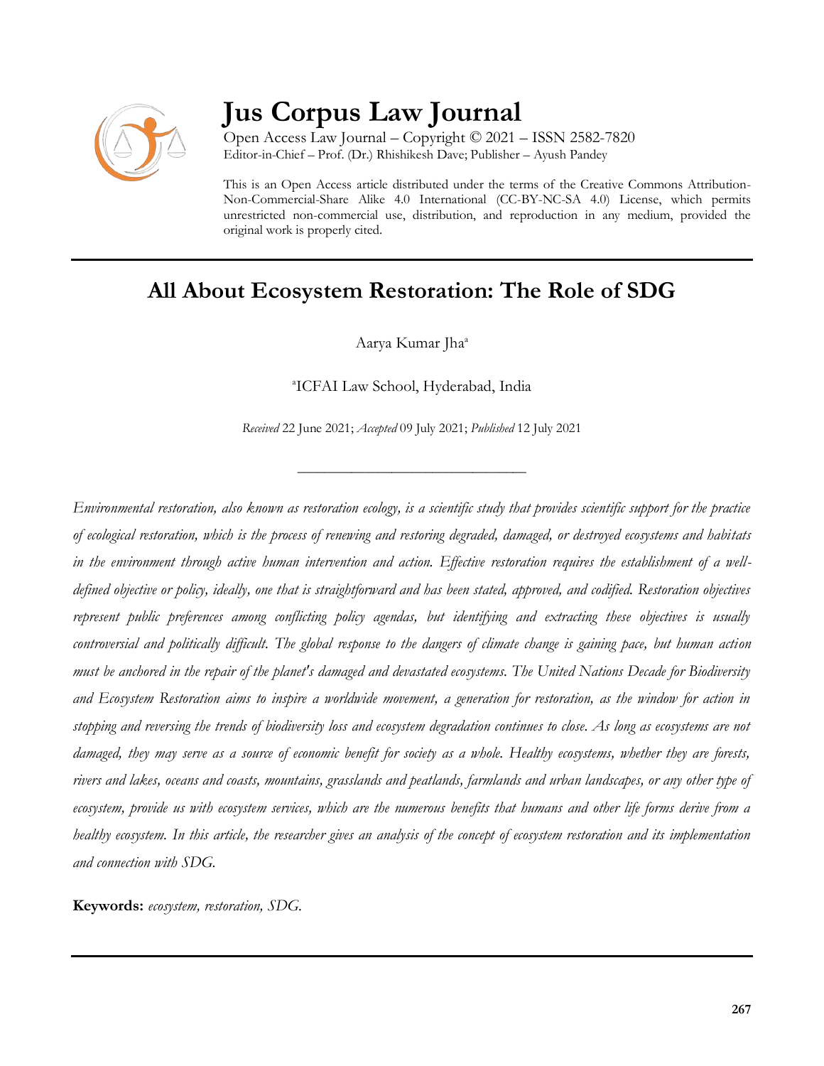# Jus Corpus Law Journal

Open Access Law Journal – Copyright © 2021 – ISSN 2582-7820
Editor-in-Chief – Prof. (Dr.) Rhishikesh Dave; Publisher – Ayush Pandey

This is an Open Access article distributed under the terms of the Creative Commons Attribution-Non-Commercial-Share Alike 4.0 International (CC-BY-NC-SA 4.0) License, which permits unrestricted non-commercial use, distribution, and reproduction in any medium, provided the original work is properly cited.

## All About Ecosystem Restoration: The Role of SDG

Aarya Kumar Jha[a]

[a]ICFAI Law School, Hyderabad, India

*Received* 22 June 2021; *Accepted* 09 July 2021; *Published* 12 July 2021

---

*Environmental restoration, also known as restoration ecology, is a scientific study that provides scientific support for the practice of ecological restoration, which is the process of renewing and restoring degraded, damaged, or destroyed ecosystems and habitats in the environment through active human intervention and action. Effective restoration requires the establishment of a well-defined objective or policy, ideally, one that is straightforward and has been stated, approved, and codified. Restoration objectives represent public preferences among conflicting policy agendas, but identifying and extracting these objectives is usually controversial and politically difficult. The global response to the dangers of climate change is gaining pace, but human action must be anchored in the repair of the planet's damaged and devastated ecosystems. The United Nations Decade for Biodiversity and Ecosystem Restoration aims to inspire a worldwide movement, a generation for restoration, as the window for action in stopping and reversing the trends of biodiversity loss and ecosystem degradation continues to close. As long as ecosystems are not damaged, they may serve as a source of economic benefit for society as a whole. Healthy ecosystems, whether they are forests, rivers and lakes, oceans and coasts, mountains, grasslands and peatlands, farmlands and urban landscapes, or any other type of ecosystem, provide us with ecosystem services, which are the numerous benefits that humans and other life forms derive from a healthy ecosystem. In this article, the researcher gives an analysis of the concept of ecosystem restoration and its implementation and connection with SDG.*

**Keywords:** *ecosystem, restoration, SDG.*

---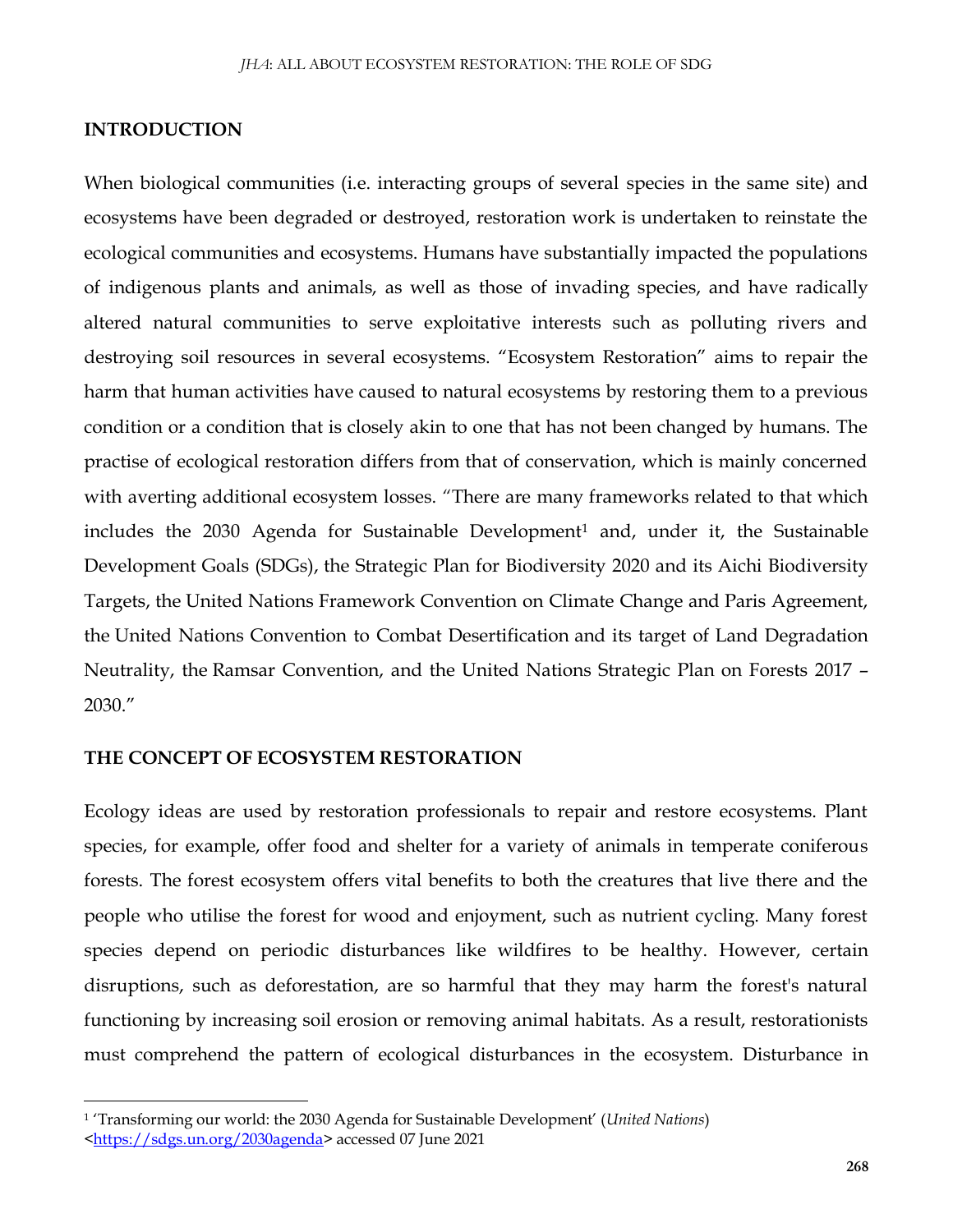## INTRODUCTION

When biological communities (i.e. interacting groups of several species in the same site) and ecosystems have been degraded or destroyed, restoration work is undertaken to reinstate the ecological communities and ecosystems. Humans have substantially impacted the populations of indigenous plants and animals, as well as those of invading species, and have radically altered natural communities to serve exploitative interests such as polluting rivers and destroying soil resources in several ecosystems. "Ecosystem Restoration" aims to repair the harm that human activities have caused to natural ecosystems by restoring them to a previous condition or a condition that is closely akin to one that has not been changed by humans. The practise of ecological restoration differs from that of conservation, which is mainly concerned with averting additional ecosystem losses. "There are many frameworks related to that which includes the 2030 Agenda for Sustainable Development[1] and, under it, the Sustainable Development Goals (SDGs), the Strategic Plan for Biodiversity 2020 and its Aichi Biodiversity Targets, the United Nations Framework Convention on Climate Change and Paris Agreement, the United Nations Convention to Combat Desertification and its target of Land Degradation Neutrality, the Ramsar Convention, and the United Nations Strategic Plan on Forests 2017 – 2030."

## THE CONCEPT OF ECOSYSTEM RESTORATION

Ecology ideas are used by restoration professionals to repair and restore ecosystems. Plant species, for example, offer food and shelter for a variety of animals in temperate coniferous forests. The forest ecosystem offers vital benefits to both the creatures that live there and the people who utilise the forest for wood and enjoyment, such as nutrient cycling. Many forest species depend on periodic disturbances like wildfires to be healthy. However, certain disruptions, such as deforestation, are so harmful that they may harm the forest's natural functioning by increasing soil erosion or removing animal habitats. As a result, restorationists must comprehend the pattern of ecological disturbances in the ecosystem. Disturbance in

---

[1] 'Transforming our world: the 2030 Agenda for Sustainable Development' (*United Nations*) <https://sdgs.un.org/2030agenda> accessed 07 June 2021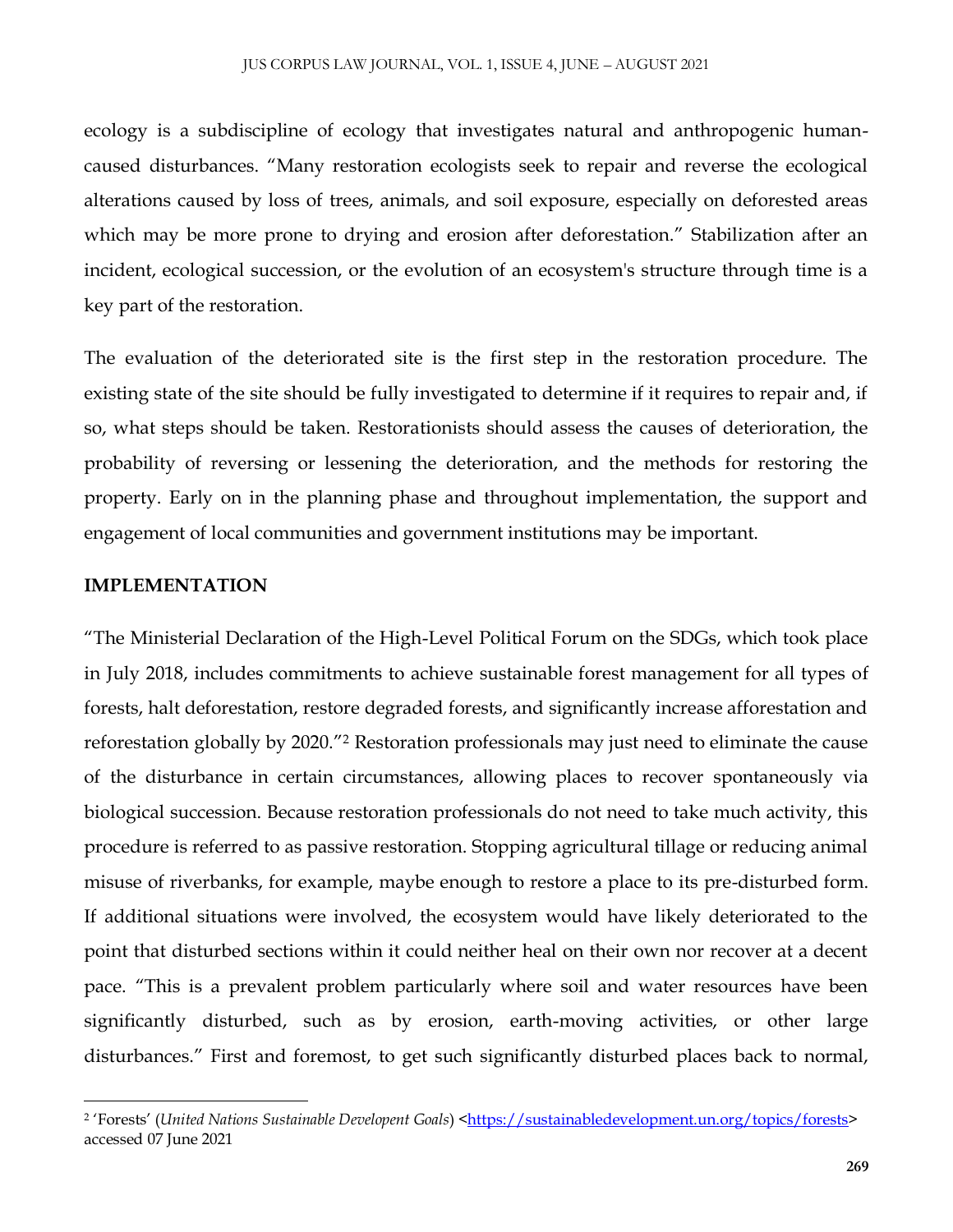ecology is a subdiscipline of ecology that investigates natural and anthropogenic human-caused disturbances. "Many restoration ecologists seek to repair and reverse the ecological alterations caused by loss of trees, animals, and soil exposure, especially on deforested areas which may be more prone to drying and erosion after deforestation." Stabilization after an incident, ecological succession, or the evolution of an ecosystem's structure through time is a key part of the restoration.

The evaluation of the deteriorated site is the first step in the restoration procedure. The existing state of the site should be fully investigated to determine if it requires to repair and, if so, what steps should be taken. Restorationists should assess the causes of deterioration, the probability of reversing or lessening the deterioration, and the methods for restoring the property. Early on in the planning phase and throughout implementation, the support and engagement of local communities and government institutions may be important.

**IMPLEMENTATION**

"The Ministerial Declaration of the High-Level Political Forum on the SDGs, which took place in July 2018, includes commitments to achieve sustainable forest management for all types of forests, halt deforestation, restore degraded forests, and significantly increase afforestation and reforestation globally by 2020."[2] Restoration professionals may just need to eliminate the cause of the disturbance in certain circumstances, allowing places to recover spontaneously via biological succession. Because restoration professionals do not need to take much activity, this procedure is referred to as passive restoration. Stopping agricultural tillage or reducing animal misuse of riverbanks, for example, maybe enough to restore a place to its pre-disturbed form. If additional situations were involved, the ecosystem would have likely deteriorated to the point that disturbed sections within it could neither heal on their own nor recover at a decent pace. "This is a prevalent problem particularly where soil and water resources have been significantly disturbed, such as by erosion, earth-moving activities, or other large disturbances." First and foremost, to get such significantly disturbed places back to normal,

---

[2] 'Forests' (*United Nations Sustainable Developent Goals*) <https://sustainabledevelopment.un.org/topics/forests> accessed 07 June 2021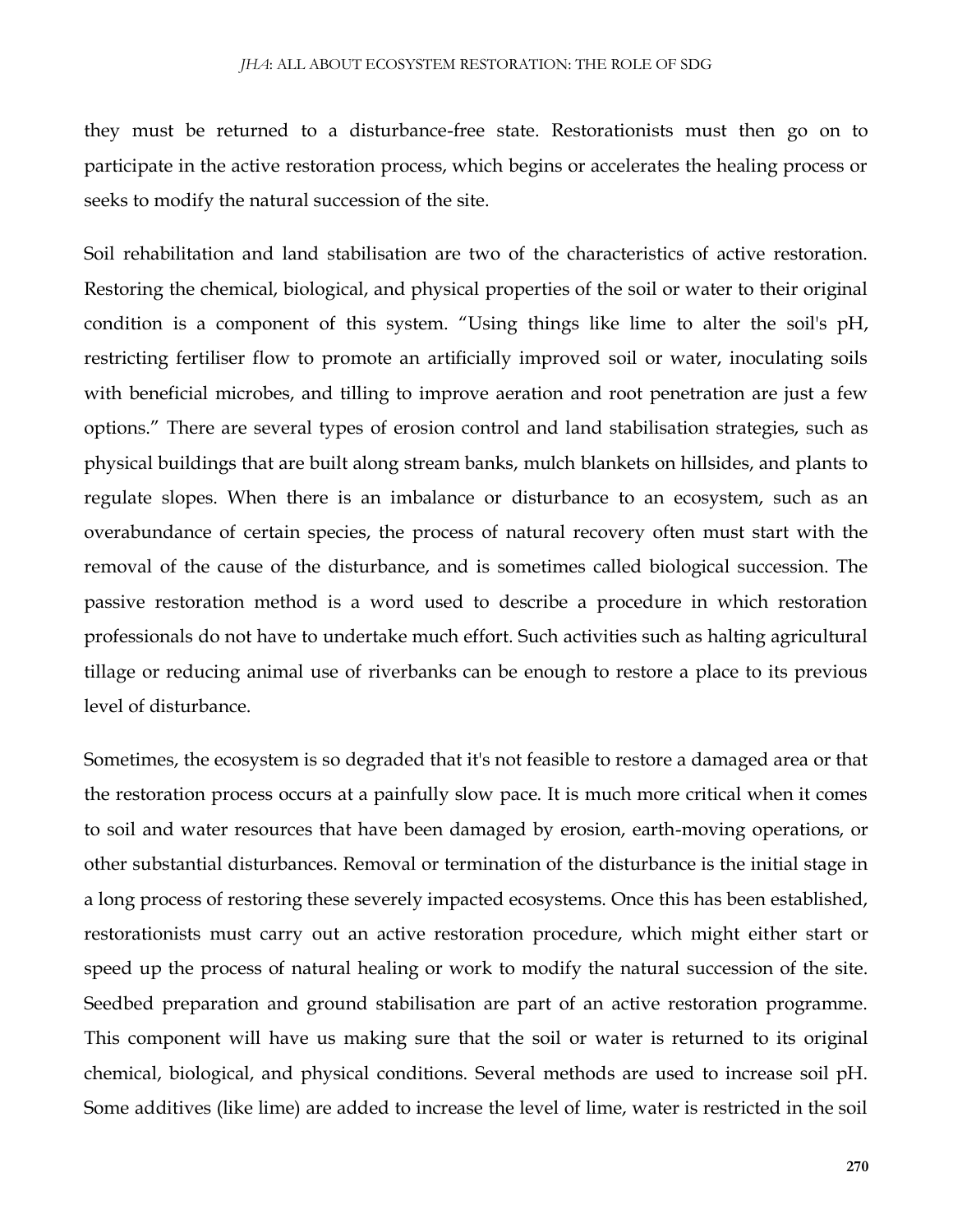they must be returned to a disturbance-free state. Restorationists must then go on to participate in the active restoration process, which begins or accelerates the healing process or seeks to modify the natural succession of the site.

Soil rehabilitation and land stabilisation are two of the characteristics of active restoration. Restoring the chemical, biological, and physical properties of the soil or water to their original condition is a component of this system. "Using things like lime to alter the soil's pH, restricting fertiliser flow to promote an artificially improved soil or water, inoculating soils with beneficial microbes, and tilling to improve aeration and root penetration are just a few options." There are several types of erosion control and land stabilisation strategies, such as physical buildings that are built along stream banks, mulch blankets on hillsides, and plants to regulate slopes. When there is an imbalance or disturbance to an ecosystem, such as an overabundance of certain species, the process of natural recovery often must start with the removal of the cause of the disturbance, and is sometimes called biological succession. The passive restoration method is a word used to describe a procedure in which restoration professionals do not have to undertake much effort. Such activities such as halting agricultural tillage or reducing animal use of riverbanks can be enough to restore a place to its previous level of disturbance.

Sometimes, the ecosystem is so degraded that it's not feasible to restore a damaged area or that the restoration process occurs at a painfully slow pace. It is much more critical when it comes to soil and water resources that have been damaged by erosion, earth-moving operations, or other substantial disturbances. Removal or termination of the disturbance is the initial stage in a long process of restoring these severely impacted ecosystems. Once this has been established, restorationists must carry out an active restoration procedure, which might either start or speed up the process of natural healing or work to modify the natural succession of the site. Seedbed preparation and ground stabilisation are part of an active restoration programme. This component will have us making sure that the soil or water is returned to its original chemical, biological, and physical conditions. Several methods are used to increase soil pH. Some additives (like lime) are added to increase the level of lime, water is restricted in the soil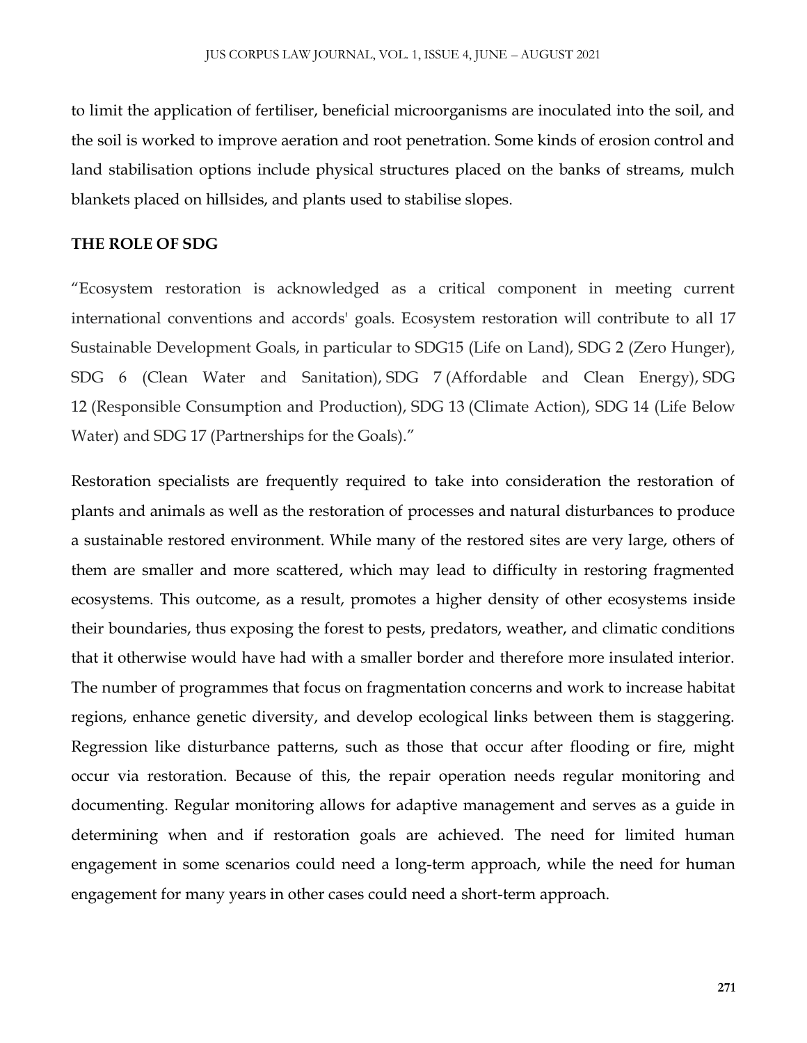to limit the application of fertiliser, beneficial microorganisms are inoculated into the soil, and the soil is worked to improve aeration and root penetration. Some kinds of erosion control and land stabilisation options include physical structures placed on the banks of streams, mulch blankets placed on hillsides, and plants used to stabilise slopes.

## THE ROLE OF SDG

"Ecosystem restoration is acknowledged as a critical component in meeting current international conventions and accords' goals. Ecosystem restoration will contribute to all 17 Sustainable Development Goals, in particular to SDG15 (Life on Land), SDG 2 (Zero Hunger), SDG 6 (Clean Water and Sanitation), SDG 7 (Affordable and Clean Energy), SDG 12 (Responsible Consumption and Production), SDG 13 (Climate Action), SDG 14 (Life Below Water) and SDG 17 (Partnerships for the Goals)."

Restoration specialists are frequently required to take into consideration the restoration of plants and animals as well as the restoration of processes and natural disturbances to produce a sustainable restored environment. While many of the restored sites are very large, others of them are smaller and more scattered, which may lead to difficulty in restoring fragmented ecosystems. This outcome, as a result, promotes a higher density of other ecosystems inside their boundaries, thus exposing the forest to pests, predators, weather, and climatic conditions that it otherwise would have had with a smaller border and therefore more insulated interior. The number of programmes that focus on fragmentation concerns and work to increase habitat regions, enhance genetic diversity, and develop ecological links between them is staggering. Regression like disturbance patterns, such as those that occur after flooding or fire, might occur via restoration. Because of this, the repair operation needs regular monitoring and documenting. Regular monitoring allows for adaptive management and serves as a guide in determining when and if restoration goals are achieved. The need for limited human engagement in some scenarios could need a long-term approach, while the need for human engagement for many years in other cases could need a short-term approach.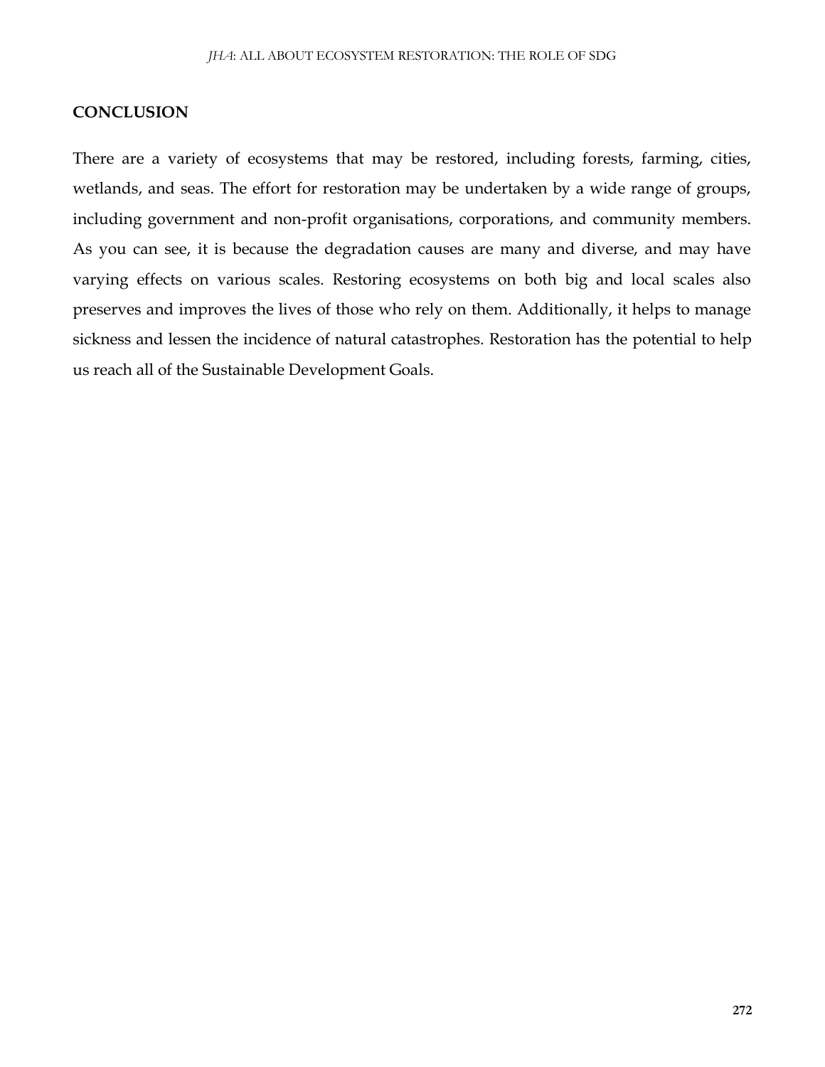## CONCLUSION

There are a variety of ecosystems that may be restored, including forests, farming, cities, wetlands, and seas. The effort for restoration may be undertaken by a wide range of groups, including government and non-profit organisations, corporations, and community members. As you can see, it is because the degradation causes are many and diverse, and may have varying effects on various scales. Restoring ecosystems on both big and local scales also preserves and improves the lives of those who rely on them. Additionally, it helps to manage sickness and lessen the incidence of natural catastrophes. Restoration has the potential to help us reach all of the Sustainable Development Goals.